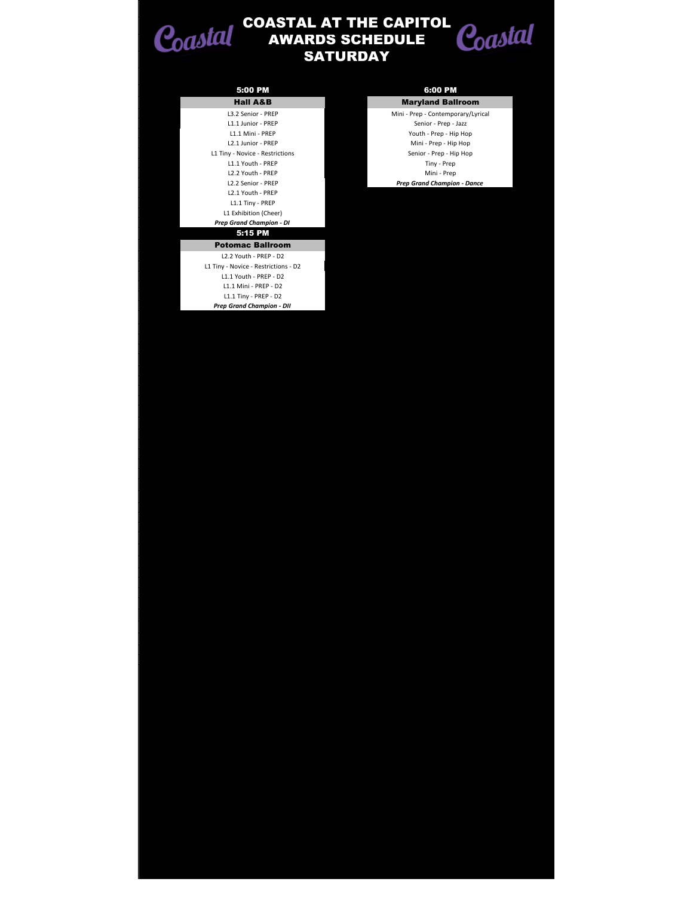# COASTAL AT THE CAPITOL AWARDS SCHEDULE SATURDAY

## 5:00 PM

| Hall A&B |
|---|
| L3.2 Senior - PREP |
| L1.1 Junior - PREP |
| L1.1 Mini - PREP |
| L2.1 Junior - PREP |
| L1 Tiny - Novice - Restrictions |
| L1.1 Youth - PREP |
| L2.2 Youth - PREP |
| L2.2 Senior - PREP |
| L2.1 Youth - PREP |
| L1.1 Tiny - PREP |
| L1 Exhibition (Cheer) |
| ***Prep Grand Champion - DI*** |

## 5:15 PM

| Potomac Ballroom |
|---|
| L2.2 Youth - PREP - D2 |
| L1 Tiny - Novice - Restrictions - D2 |
| L1.1 Youth - PREP - D2 |
| L1.1 Mini - PREP - D2 |
| L1.1 Tiny - PREP - D2 |
| ***Prep Grand Champion - DII*** |

## 6:00 PM

| Maryland Ballroom |
|---|
| Mini - Prep - Contemporary/Lyrical |
| Senior - Prep - Jazz |
| Youth - Prep - Hip Hop |
| Mini - Prep - Hip Hop |
| Senior - Prep - Hip Hop |
| Tiny - Prep |
| Mini - Prep |
| ***Prep Grand Champion - Dance*** |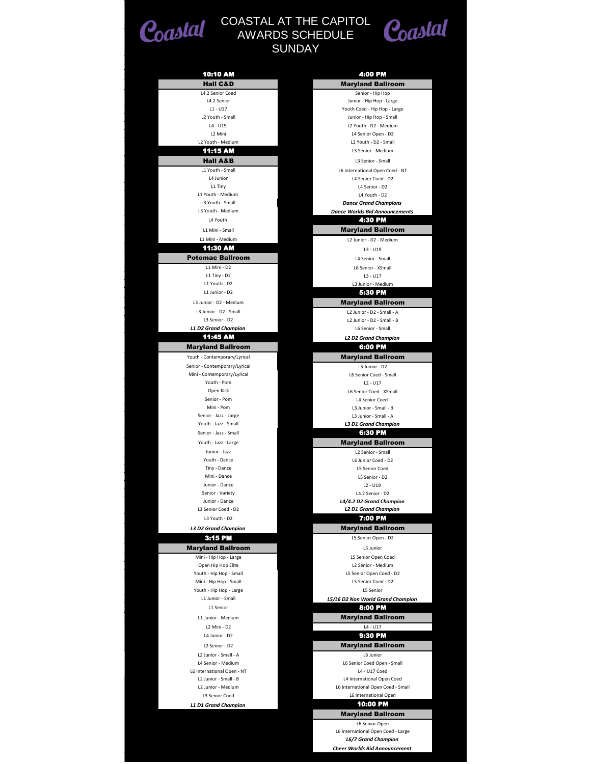# COASTAL AT THE CAPITOL AWARDS SCHEDULE SUNDAY

## 10:10 AM
### Hall C&D

L4.2 Senior Coed
L4.2 Senior
L1 - U17
L2 Youth - Small
L4 - U19
L2 Mini
L2 Youth - Medium

## 11:15 AM
### Hall A&B

L1 Youth - Small
L4 Junior
L1 Tiny
L1 Youth - Medium
L3 Youth - Small
L3 Youth - Medium
L4 Youth
L1 Mini - Small
L1 Mini - Medium

## 11:30 AM
### Potomac Ballroom

L1 Mini - D2
L1 Tiny - D2
L1 Youth - D2
L1 Junior - D2
L3 Junior - D2 - Medium
L3 Junior - D2 - Small
L3 Senior - D2
***L1 D2 Grand Champion***

## 11:45 AM
### Maryland Ballroom

Youth - Contemporary/Lyrical
Senior - Contemporary/Lyrical
Mini - Contemporary/Lyrical
Youth - Pom
Open Kick
Senior - Pom
Mini - Pom
Senior - Jazz - Large
Youth - Jazz - Small
Senior - Jazz - Small
Youth - Jazz - Large
Junior - Jazz
Youth - Dance
Tiny - Dance
Mini - Dance
Junior - Dance
Senior - Variety
Junior - Dance
L3 Senior Coed - D2
L3 Youth - D2
***L3 D2 Grand Champion***

## 3:15 PM
### Maryland Ballroom

Mini - Hip Hop - Large
Open Hip Hop Elite
Youth - Hip Hop - Small
Mini - Hip Hop - Small
Youth - Hip Hop - Large
L1 Junior - Small
L1 Senior
L1 Junior - Medium
L2 Mini - D2
L4 Junior - D2
L2 Senior - D2
L2 Junior - Small - A
L4 Senior - Medium
L6 International Open - NT
L2 Junior - Small - B
L2 Junior - Medium
L3 Senior Coed
***L1 D1 Grand Champion***

## 4:00 PM
### Maryland Ballroom

Senior - Hip Hop
Junior - Hip Hop - Large
Youth Coed - Hip Hop - Large
Junior - Hip Hop - Small
L2 Youth - D2 - Medium
L4 Senior Open - D2
L2 Youth - D2 - Small
L3 Senior - Medium
L3 Senior - Small
L6 International Open Coed - NT
L4 Senior Coed - D2
L4 Senior - D2
L4 Youth - D2
***Dance Grand Champions***
***Dance Worlds Bid Announcements***

## 4:30 PM
### Maryland Ballroom

L2 Junior - D2 - Medium
L3 - U19
L4 Senior - Small
L6 Senior - XSmall
L3 - U17
L3 Junior - Medium

## 5:30 PM
### Maryland Ballroom

L2 Junior - D2 - Small - A
L2 Junior - D2 - Small - B
L6 Senior - Small
***L2 D2 Grand Champion***

## 6:00 PM
### Maryland Ballroom

L5 Junior - D2
L6 Senior Coed - Small
L2 - U17
L6 Senior Coed - XSmall
L4 Senior Coed
L3 Junior - Small - B
L3 Junior - Small - A
***L3 D1 Grand Champion***

## 6:30 PM
### Maryland Ballroom

L2 Senior - Small
L6 Junior Coed - D2
L5 Senior Coed
L5 Senior - D2
L2 - U19
L4.2 Senior - D2
***L4/4.2 D2 Grand Champion***
***L2 D1 Grand Champion***

## 7:00 PM
### Maryland Ballroom

L5 Senior Open - D2
L5 Junior
L5 Senior Open Coed
L2 Senior - Medium
L5 Senior Open Coed - D2
L5 Senior Coed - D2
L5 Senior
***L5/L6 D2 Non World Grand Champion***

## 8:00 PM
### Maryland Ballroom

L4 - U17

## 9:30 PM
### Maryland Ballroom

L6 Junior
L6 Senior Coed Open - Small
L4 - U17 Coed
L4 International Open Coed
L6 International Open Coed - Small
L6 International Open

## 10:00 PM
### Maryland Ballroom

L6 Senior Open
L6 International Open Coed - Large
***L6/7 Grand Champion***
***Cheer Worlds Bid Announcement***